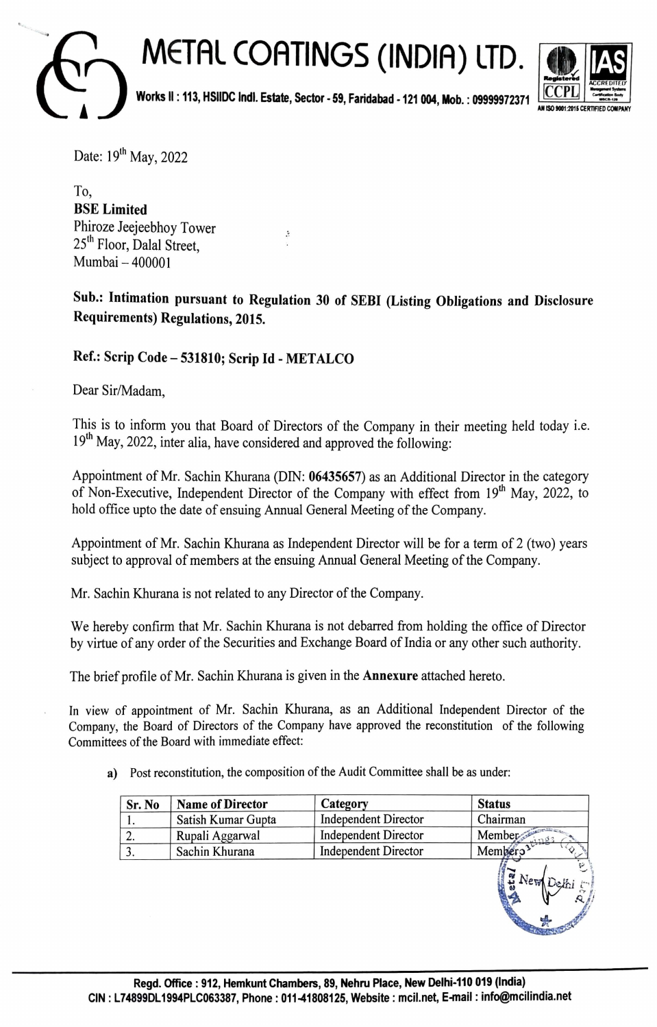# METAL COATINGS (INDIA) LTD.

Works II : 113, HSIIDC Indl. Estate, Sector - 59, Faridabad - 121 004, Mob. : 09999972371

Date: 19th May, 2022

To,
**BSE Limited**
Phiroze Jeejeebhoy Tower
25th Floor, Dalal Street,
Mumbai – 400001

**Sub.: Intimation pursuant to Regulation 30 of SEBI (Listing Obligations and Disclosure Requirements) Regulations, 2015.**

**Ref.: Scrip Code – 531810; Scrip Id - METALCO**

Dear Sir/Madam,

This is to inform you that Board of Directors of the Company in their meeting held today i.e. 19th May, 2022, inter alia, have considered and approved the following:

Appointment of Mr. Sachin Khurana (DIN: **06435657**) as an Additional Director in the category of Non-Executive, Independent Director of the Company with effect from 19th May, 2022, to hold office upto the date of ensuing Annual General Meeting of the Company.

Appointment of Mr. Sachin Khurana as Independent Director will be for a term of 2 (two) years subject to approval of members at the ensuing Annual General Meeting of the Company.

Mr. Sachin Khurana is not related to any Director of the Company.

We hereby confirm that Mr. Sachin Khurana is not debarred from holding the office of Director by virtue of any order of the Securities and Exchange Board of India or any other such authority.

The brief profile of Mr. Sachin Khurana is given in the **Annexure** attached hereto.

In view of appointment of Mr. Sachin Khurana, as an Additional Independent Director of the Company, the Board of Directors of the Company have approved the reconstitution of the following Committees of the Board with immediate effect:

**a)** Post reconstitution, the composition of the Audit Committee shall be as under:

| Sr. No | Name of Director | Category | Status |
|---|---|---|---|
| 1. | Satish Kumar Gupta | Independent Director | Chairman |
| 2. | Rupali Aggarwal | Independent Director | Member |
| 3. | Sachin Khurana | Independent Director | Member |

Regd. Office : 912, Hemkunt Chambers, 89, Nehru Place, New Delhi-110 019 (India)
CIN : L74899DL1994PLC063387, Phone : 011-41808125, Website : mcil.net, E-mail : info@mcilindia.net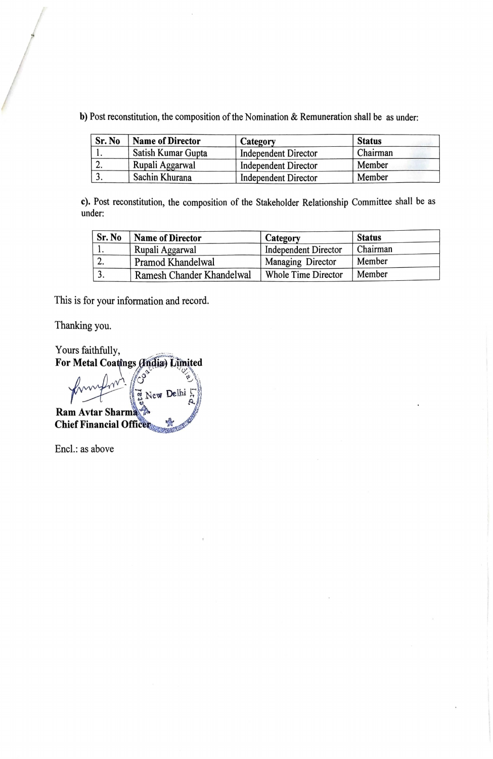**b)** Post reconstitution, the composition of the Nomination & Remuneration shall be as under:

| Sr. No | Name of Director | Category | Status |
|---|---|---|---|
| 1. | Satish Kumar Gupta | Independent Director | Chairman |
| 2. | Rupali Aggarwal | Independent Director | Member |
| 3. | Sachin Khurana | Independent Director | Member |

**c).** Post reconstitution, the composition of the Stakeholder Relationship Committee shall be as under:

| Sr. No | Name of Director | Category | Status |
|---|---|---|---|
| 1. | Rupali Aggarwal | Independent Director | Chairman |
| 2. | Pramod Khandelwal | Managing Director | Member |
| 3. | Ramesh Chander Khandelwal | Whole Time Director | Member |

This is for your information and record.

Thanking you.

Yours faithfully,
**For Metal Coatings (India) Limited**

**Ram Avtar Sharma**
**Chief Financial Officer**

Encl.: as above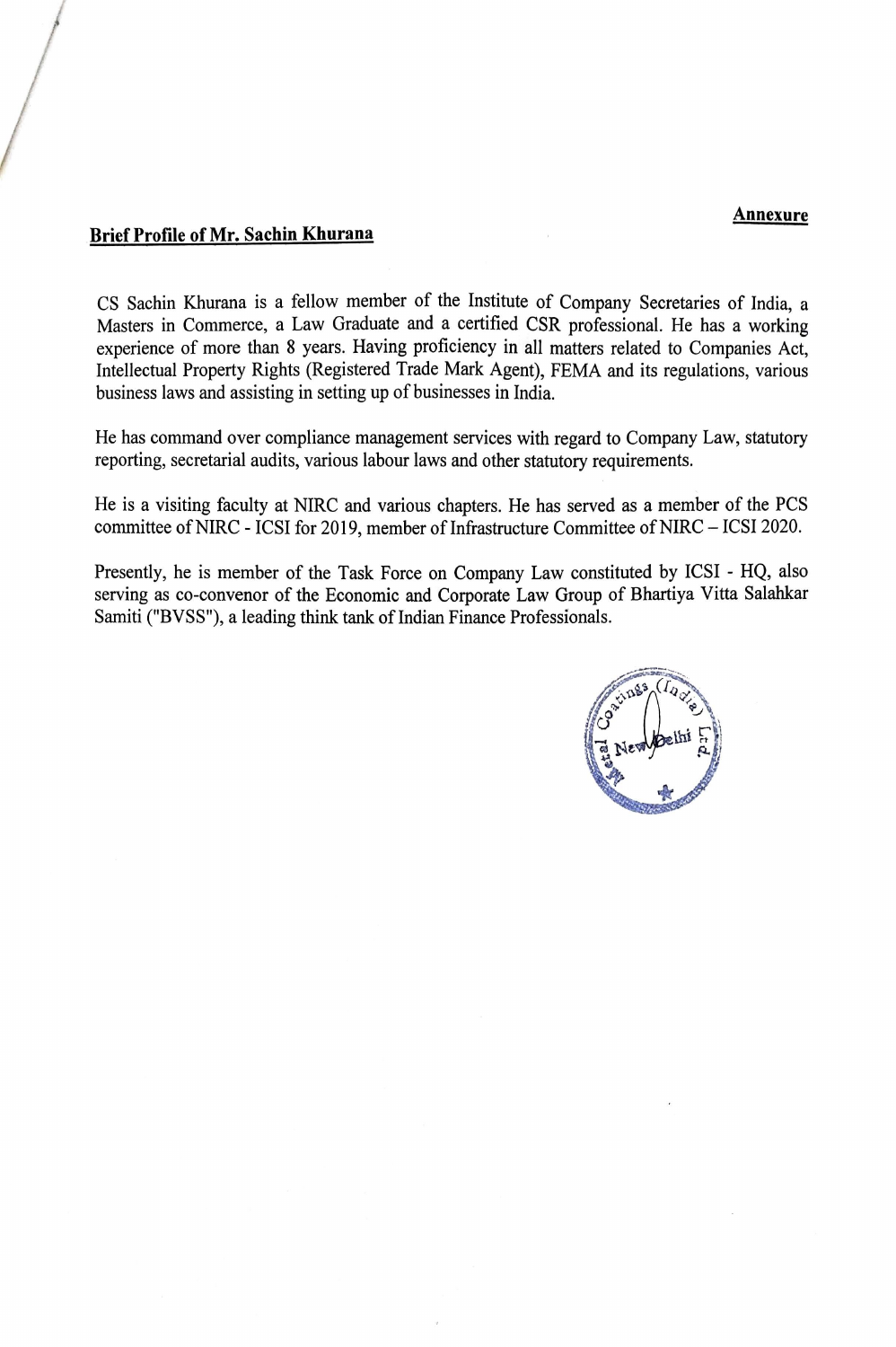**Annexure**

## Brief Profile of Mr. Sachin Khurana

CS Sachin Khurana is a fellow member of the Institute of Company Secretaries of India, a Masters in Commerce, a Law Graduate and a certified CSR professional. He has a working experience of more than 8 years. Having proficiency in all matters related to Companies Act, Intellectual Property Rights (Registered Trade Mark Agent), FEMA and its regulations, various business laws and assisting in setting up of businesses in India.

He has command over compliance management services with regard to Company Law, statutory reporting, secretarial audits, various labour laws and other statutory requirements.

He is a visiting faculty at NIRC and various chapters. He has served as a member of the PCS committee of NIRC - ICSI for 2019, member of Infrastructure Committee of NIRC – ICSI 2020.

Presently, he is member of the Task Force on Company Law constituted by ICSI - HQ, also serving as co-convenor of the Economic and Corporate Law Group of Bhartiya Vitta Salahkar Samiti ("BVSS"), a leading think tank of Indian Finance Professionals.

Metal Coatings (India) Ltd.
New Delhi